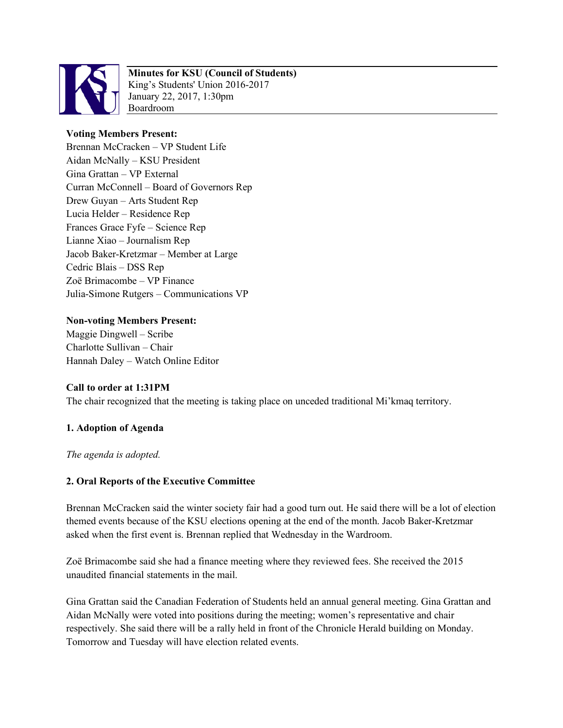**Minutes for KSU (Council of Students)**
King's Students' Union 2016-2017
January 22, 2017, 1:30pm
Boardroom

**Voting Members Present:**
Brennan McCracken – VP Student Life
Aidan McNally – KSU President
Gina Grattan – VP External
Curran McConnell – Board of Governors Rep
Drew Guyan – Arts Student Rep
Lucia Helder – Residence Rep
Frances Grace Fyfe – Science Rep
Lianne Xiao – Journalism Rep
Jacob Baker-Kretzmar – Member at Large
Cedric Blais – DSS Rep
Zoë Brimacombe – VP Finance
Julia-Simone Rutgers – Communications VP

**Non-voting Members Present:**
Maggie Dingwell – Scribe
Charlotte Sullivan – Chair
Hannah Daley – Watch Online Editor

**Call to order at 1:31PM**
The chair recognized that the meeting is taking place on unceded traditional Mi'kmaq territory.

**1. Adoption of Agenda**

*The agenda is adopted.*

**2. Oral Reports of the Executive Committee**

Brennan McCracken said the winter society fair had a good turn out. He said there will be a lot of election themed events because of the KSU elections opening at the end of the month. Jacob Baker-Kretzmar asked when the first event is. Brennan replied that Wednesday in the Wardroom.

Zoë Brimacombe said she had a finance meeting where they reviewed fees. She received the 2015 unaudited financial statements in the mail.

Gina Grattan said the Canadian Federation of Students held an annual general meeting. Gina Grattan and Aidan McNally were voted into positions during the meeting; women's representative and chair respectively. She said there will be a rally held in front of the Chronicle Herald building on Monday. Tomorrow and Tuesday will have election related events.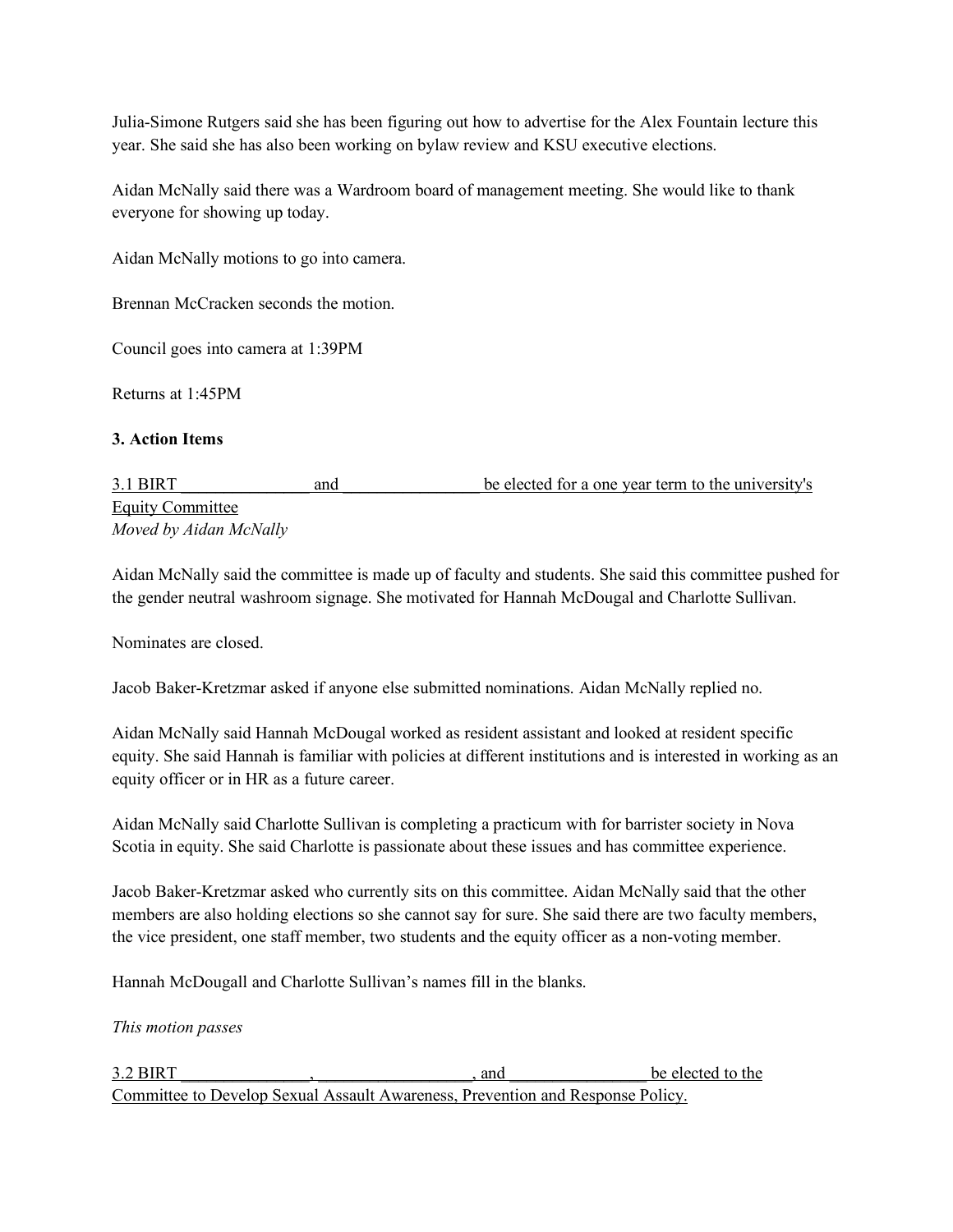Julia-Simone Rutgers said she has been figuring out how to advertise for the Alex Fountain lecture this year. She said she has also been working on bylaw review and KSU executive elections.

Aidan McNally said there was a Wardroom board of management meeting. She would like to thank everyone for showing up today.

Aidan McNally motions to go into camera.

Brennan McCracken seconds the motion.

Council goes into camera at 1:39PM

Returns at 1:45PM

### 3. Action Items

3.1 BIRT ________________ and ________________ be elected for a one year term to the university's Equity Committee
*Moved by Aidan McNally*

Aidan McNally said the committee is made up of faculty and students. She said this committee pushed for the gender neutral washroom signage. She motivated for Hannah McDougal and Charlotte Sullivan.

Nominates are closed.

Jacob Baker-Kretzmar asked if anyone else submitted nominations. Aidan McNally replied no.

Aidan McNally said Hannah McDougal worked as resident assistant and looked at resident specific equity. She said Hannah is familiar with policies at different institutions and is interested in working as an equity officer or in HR as a future career.

Aidan McNally said Charlotte Sullivan is completing a practicum with for barrister society in Nova Scotia in equity. She said Charlotte is passionate about these issues and has committee experience.

Jacob Baker-Kretzmar asked who currently sits on this committee. Aidan McNally said that the other members are also holding elections so she cannot say for sure. She said there are two faculty members, the vice president, one staff member, two students and the equity officer as a non-voting member.

Hannah McDougall and Charlotte Sullivan's names fill in the blanks.

*This motion passes*

3.2 BIRT ________________, __________________, and ________________ be elected to the Committee to Develop Sexual Assault Awareness, Prevention and Response Policy.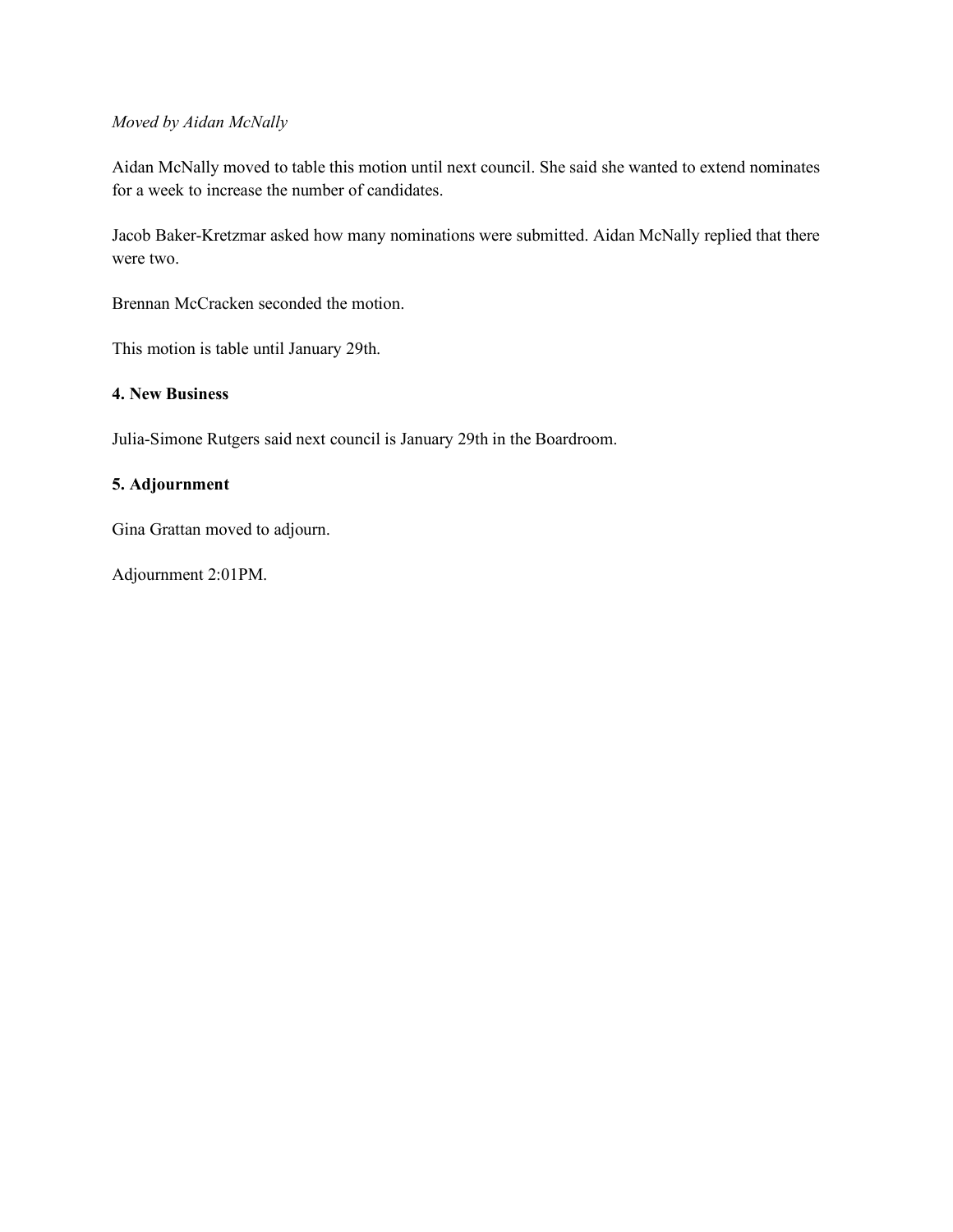*Moved by Aidan McNally*

Aidan McNally moved to table this motion until next council. She said she wanted to extend nominates for a week to increase the number of candidates.

Jacob Baker-Kretzmar asked how many nominations were submitted. Aidan McNally replied that there were two.

Brennan McCracken seconded the motion.

This motion is table until January 29th.

**4. New Business**

Julia-Simone Rutgers said next council is January 29th in the Boardroom.

**5. Adjournment**

Gina Grattan moved to adjourn.

Adjournment 2:01PM.